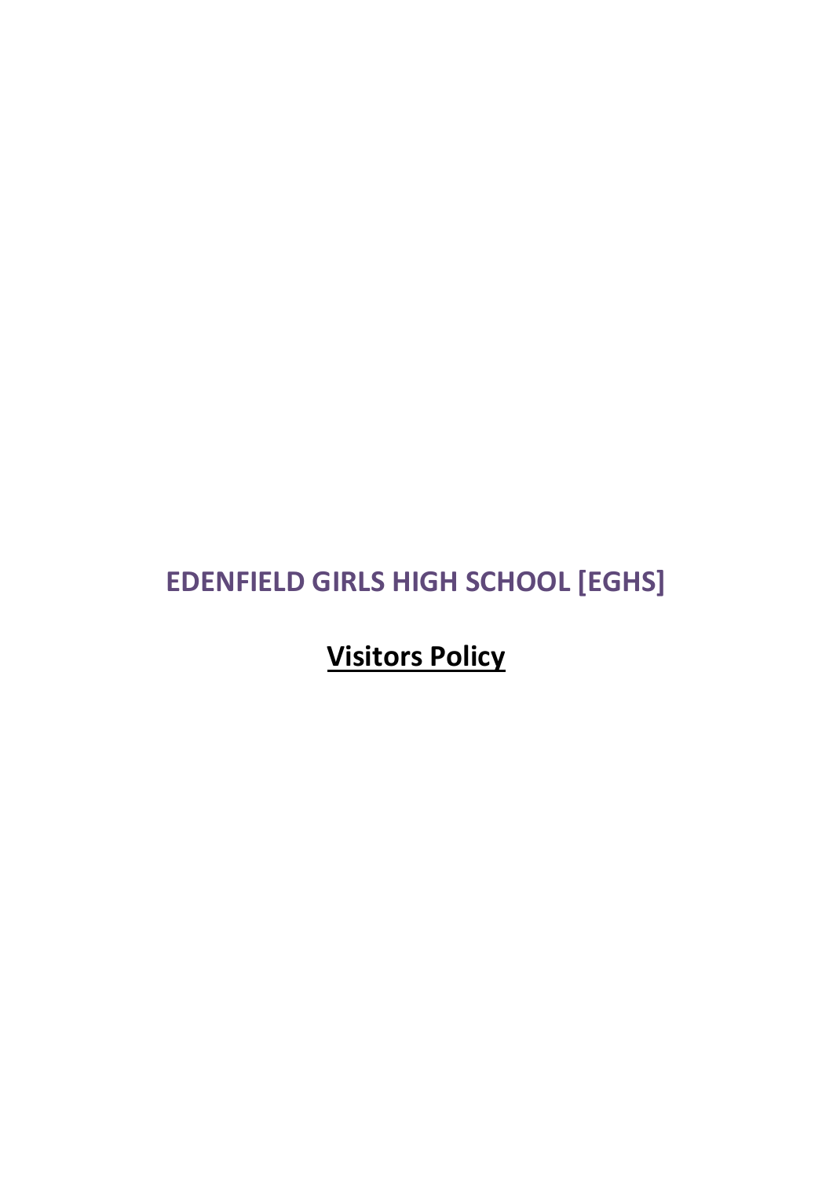# EDENFIELD GIRLS HIGH SCHOOL [EGHS]

## **<u>Visitors Policy</u>**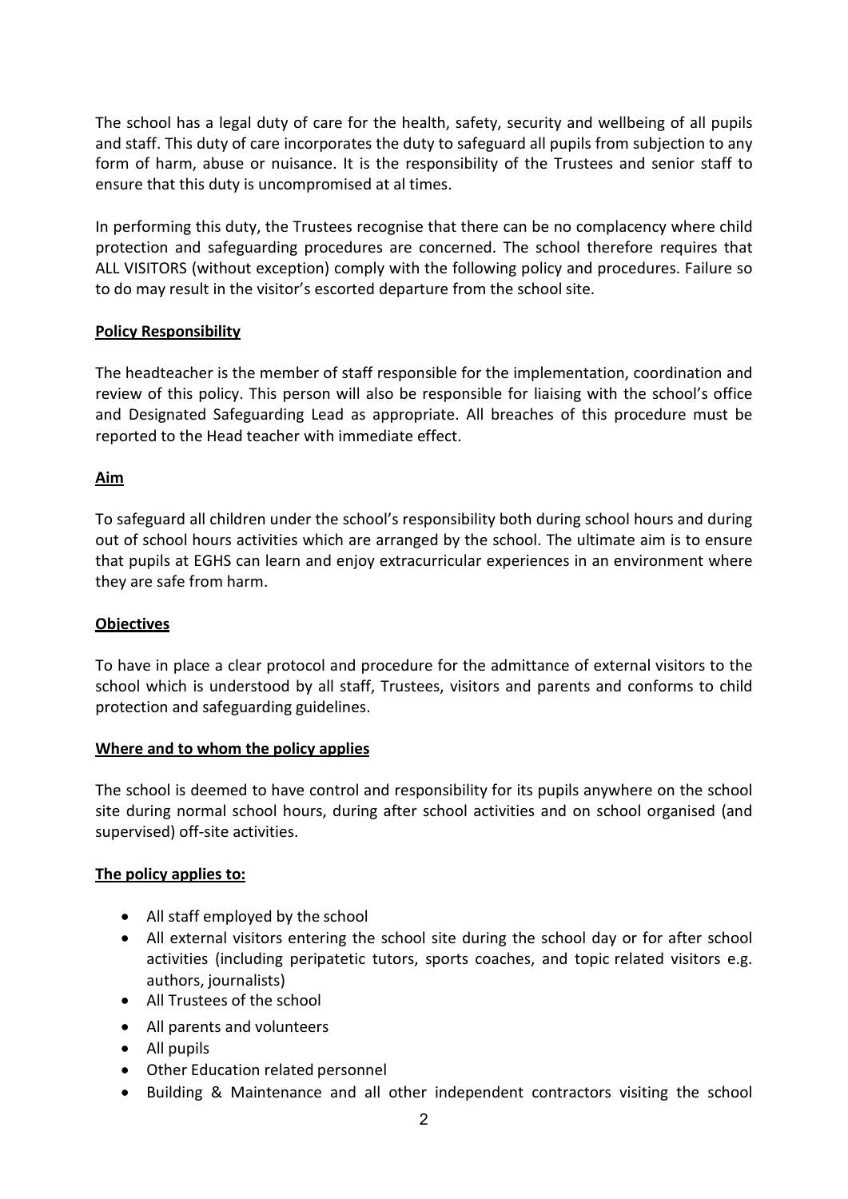The school has a legal duty of care for the health, safety, security and wellbeing of all pupils and staff. This duty of care incorporates the duty to safeguard all pupils from subjection to any form of harm, abuse or nuisance. It is the responsibility of the Trustees and senior staff to ensure that this duty is uncompromised at al times.

In performing this duty, the Trustees recognise that there can be no complacency where child protection and safeguarding procedures are concerned. The school therefore requires that ALL VISITORS (without exception) comply with the following policy and procedures. Failure so to do may result in the visitor's escorted departure from the school site.

**Policy Responsibility**

The headteacher is the member of staff responsible for the implementation, coordination and review of this policy. This person will also be responsible for liaising with the school's office and Designated Safeguarding Lead as appropriate. All breaches of this procedure must be reported to the Head teacher with immediate effect.

**Aim**

To safeguard all children under the school's responsibility both during school hours and during out of school hours activities which are arranged by the school. The ultimate aim is to ensure that pupils at EGHS can learn and enjoy extracurricular experiences in an environment where they are safe from harm.

**Objectives**

To have in place a clear protocol and procedure for the admittance of external visitors to the school which is understood by all staff, Trustees, visitors and parents and conforms to child protection and safeguarding guidelines.

**Where and to whom the policy applies**

The school is deemed to have control and responsibility for its pupils anywhere on the school site during normal school hours, during after school activities and on school organised (and supervised) off-site activities.

**The policy applies to:**

- All staff employed by the school
- All external visitors entering the school site during the school day or for after school activities (including peripatetic tutors, sports coaches, and topic related visitors e.g. authors, journalists)
- All Trustees of the school
- All parents and volunteers
- All pupils
- Other Education related personnel
- Building & Maintenance and all other independent contractors visiting the school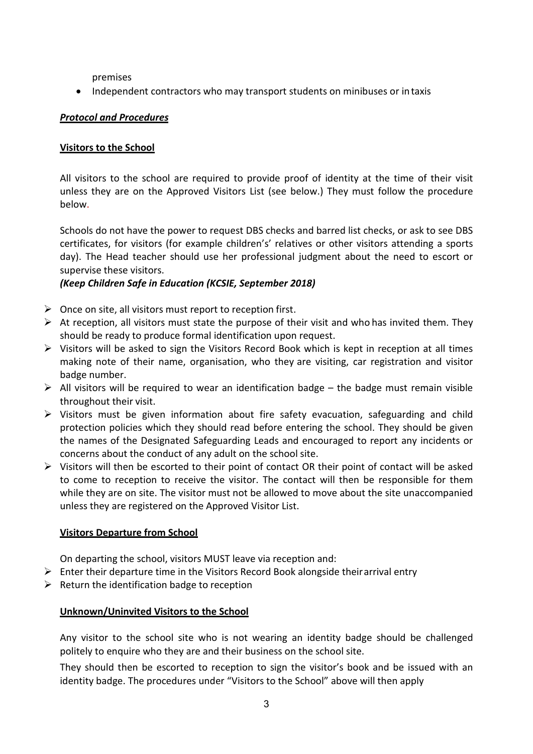premises

- Independent contractors who may transport students on minibuses or in taxis

***Protocol and Procedures***

**Visitors to the School**

All visitors to the school are required to provide proof of identity at the time of their visit unless they are on the Approved Visitors List (see below.) They must follow the procedure below.

Schools do not have the power to request DBS checks and barred list checks, or ask to see DBS certificates, for visitors (for example children's' relatives or other visitors attending a sports day). The Head teacher should use her professional judgment about the need to escort or supervise these visitors.

***(Keep Children Safe in Education (KCSIE, September 2018)***

- Once on site, all visitors must report to reception first.
- At reception, all visitors must state the purpose of their visit and who has invited them. They should be ready to produce formal identification upon request.
- Visitors will be asked to sign the Visitors Record Book which is kept in reception at all times making note of their name, organisation, who they are visiting, car registration and visitor badge number.
- All visitors will be required to wear an identification badge – the badge must remain visible throughout their visit.
- Visitors must be given information about fire safety evacuation, safeguarding and child protection policies which they should read before entering the school. They should be given the names of the Designated Safeguarding Leads and encouraged to report any incidents or concerns about the conduct of any adult on the school site.
- Visitors will then be escorted to their point of contact OR their point of contact will be asked to come to reception to receive the visitor. The contact will then be responsible for them while they are on site. The visitor must not be allowed to move about the site unaccompanied unless they are registered on the Approved Visitor List.

**Visitors Departure from School**

On departing the school, visitors MUST leave via reception and:

- Enter their departure time in the Visitors Record Book alongside their arrival entry
- Return the identification badge to reception

**Unknown/Uninvited Visitors to the School**

Any visitor to the school site who is not wearing an identity badge should be challenged politely to enquire who they are and their business on the school site.

They should then be escorted to reception to sign the visitor's book and be issued with an identity badge. The procedures under "Visitors to the School" above will then apply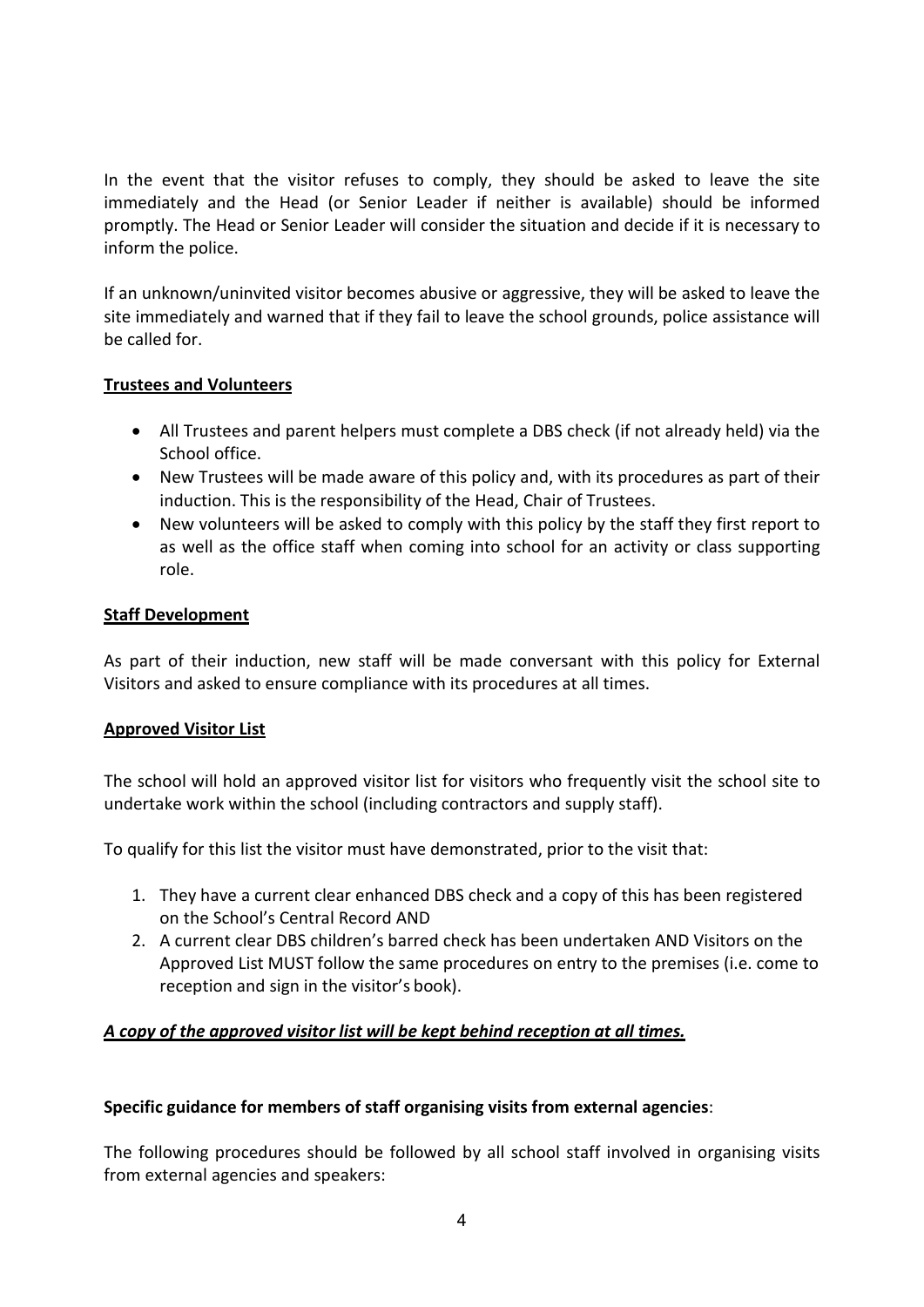In the event that the visitor refuses to comply, they should be asked to leave the site immediately and the Head (or Senior Leader if neither is available) should be informed promptly. The Head or Senior Leader will consider the situation and decide if it is necessary to inform the police.

If an unknown/uninvited visitor becomes abusive or aggressive, they will be asked to leave the site immediately and warned that if they fail to leave the school grounds, police assistance will be called for.

**Trustees and Volunteers**

- All Trustees and parent helpers must complete a DBS check (if not already held) via the School office.
- New Trustees will be made aware of this policy and, with its procedures as part of their induction. This is the responsibility of the Head, Chair of Trustees.
- New volunteers will be asked to comply with this policy by the staff they first report to as well as the office staff when coming into school for an activity or class supporting role.

**Staff Development**

As part of their induction, new staff will be made conversant with this policy for External Visitors and asked to ensure compliance with its procedures at all times.

**Approved Visitor List**

The school will hold an approved visitor list for visitors who frequently visit the school site to undertake work within the school (including contractors and supply staff).

To qualify for this list the visitor must have demonstrated, prior to the visit that:

1. They have a current clear enhanced DBS check and a copy of this has been registered on the School's Central Record AND
2. A current clear DBS children's barred check has been undertaken AND Visitors on the Approved List MUST follow the same procedures on entry to the premises (i.e. come to reception and sign in the visitor's book).

***A copy of the approved visitor list will be kept behind reception at all times.***

**Specific guidance for members of staff organising visits from external agencies**:

The following procedures should be followed by all school staff involved in organising visits from external agencies and speakers: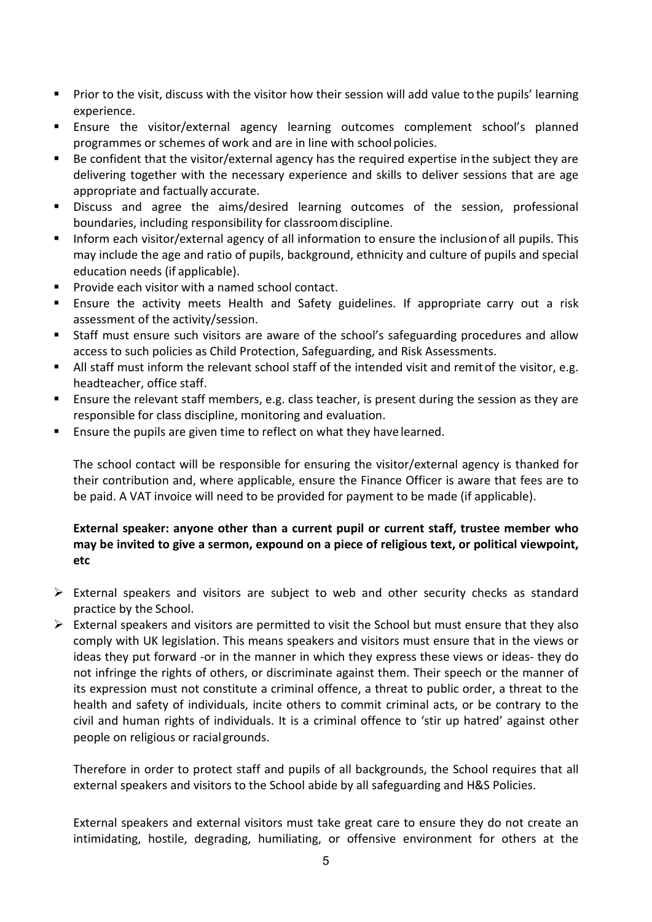- Prior to the visit, discuss with the visitor how their session will add value to the pupils' learning experience.
- Ensure the visitor/external agency learning outcomes complement school's planned programmes or schemes of work and are in line with school policies.
- Be confident that the visitor/external agency has the required expertise in the subject they are delivering together with the necessary experience and skills to deliver sessions that are age appropriate and factually accurate.
- Discuss and agree the aims/desired learning outcomes of the session, professional boundaries, including responsibility for classroom discipline.
- Inform each visitor/external agency of all information to ensure the inclusion of all pupils. This may include the age and ratio of pupils, background, ethnicity and culture of pupils and special education needs (if applicable).
- Provide each visitor with a named school contact.
- Ensure the activity meets Health and Safety guidelines. If appropriate carry out a risk assessment of the activity/session.
- Staff must ensure such visitors are aware of the school's safeguarding procedures and allow access to such policies as Child Protection, Safeguarding, and Risk Assessments.
- All staff must inform the relevant school staff of the intended visit and remit of the visitor, e.g. headteacher, office staff.
- Ensure the relevant staff members, e.g. class teacher, is present during the session as they are responsible for class discipline, monitoring and evaluation.
- Ensure the pupils are given time to reflect on what they have learned.

The school contact will be responsible for ensuring the visitor/external agency is thanked for their contribution and, where applicable, ensure the Finance Officer is aware that fees are to be paid. A VAT invoice will need to be provided for payment to be made (if applicable).

**External speaker: anyone other than a current pupil or current staff, trustee member who may be invited to give a sermon, expound on a piece of religious text, or political viewpoint, etc**

- External speakers and visitors are subject to web and other security checks as standard practice by the School.
- External speakers and visitors are permitted to visit the School but must ensure that they also comply with UK legislation. This means speakers and visitors must ensure that in the views or ideas they put forward -or in the manner in which they express these views or ideas- they do not infringe the rights of others, or discriminate against them. Their speech or the manner of its expression must not constitute a criminal offence, a threat to public order, a threat to the health and safety of individuals, incite others to commit criminal acts, or be contrary to the civil and human rights of individuals. It is a criminal offence to 'stir up hatred' against other people on religious or racial grounds.

Therefore in order to protect staff and pupils of all backgrounds, the School requires that all external speakers and visitors to the School abide by all safeguarding and H&S Policies.

External speakers and external visitors must take great care to ensure they do not create an intimidating, hostile, degrading, humiliating, or offensive environment for others at the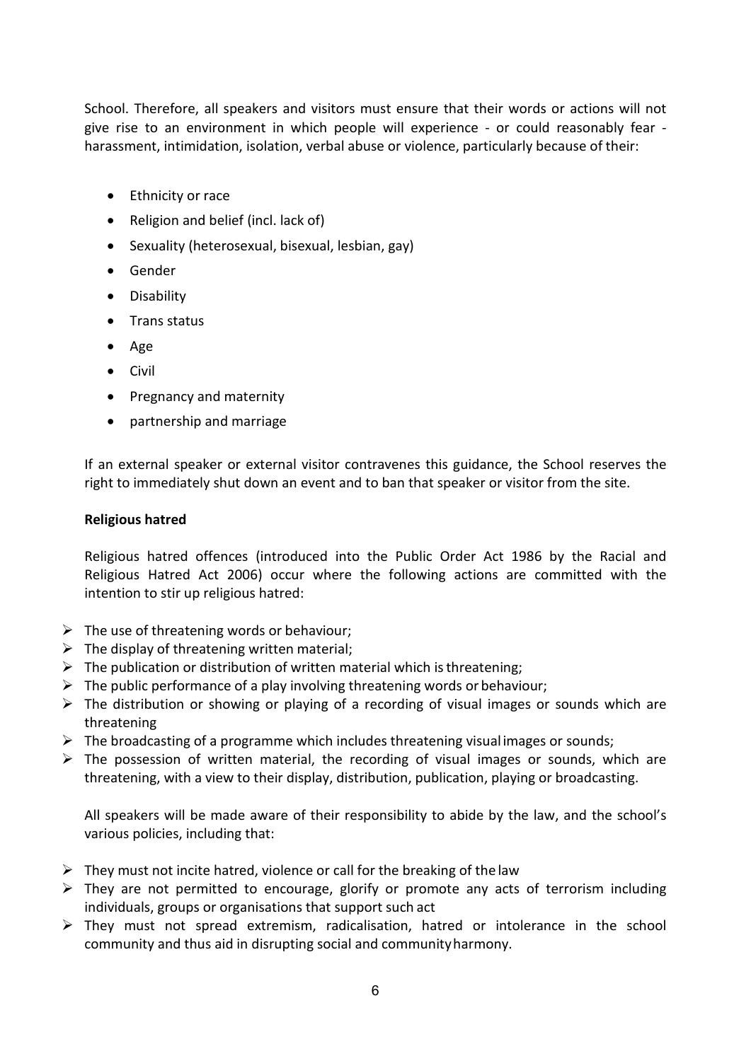School. Therefore, all speakers and visitors must ensure that their words or actions will not give rise to an environment in which people will experience - or could reasonably fear - harassment, intimidation, isolation, verbal abuse or violence, particularly because of their:

- Ethnicity or race
- Religion and belief (incl. lack of)
- Sexuality (heterosexual, bisexual, lesbian, gay)
- Gender
- Disability
- Trans status
- Age
- Civil
- Pregnancy and maternity
- partnership and marriage

If an external speaker or external visitor contravenes this guidance, the School reserves the right to immediately shut down an event and to ban that speaker or visitor from the site.

**Religious hatred**

Religious hatred offences (introduced into the Public Order Act 1986 by the Racial and Religious Hatred Act 2006) occur where the following actions are committed with the intention to stir up religious hatred:

- The use of threatening words or behaviour;
- The display of threatening written material;
- The publication or distribution of written material which is threatening;
- The public performance of a play involving threatening words or behaviour;
- The distribution or showing or playing of a recording of visual images or sounds which are threatening
- The broadcasting of a programme which includes threatening visual images or sounds;
- The possession of written material, the recording of visual images or sounds, which are threatening, with a view to their display, distribution, publication, playing or broadcasting.

All speakers will be made aware of their responsibility to abide by the law, and the school's various policies, including that:

- They must not incite hatred, violence or call for the breaking of the law
- They are not permitted to encourage, glorify or promote any acts of terrorism including individuals, groups or organisations that support such act
- They must not spread extremism, radicalisation, hatred or intolerance in the school community and thus aid in disrupting social and community harmony.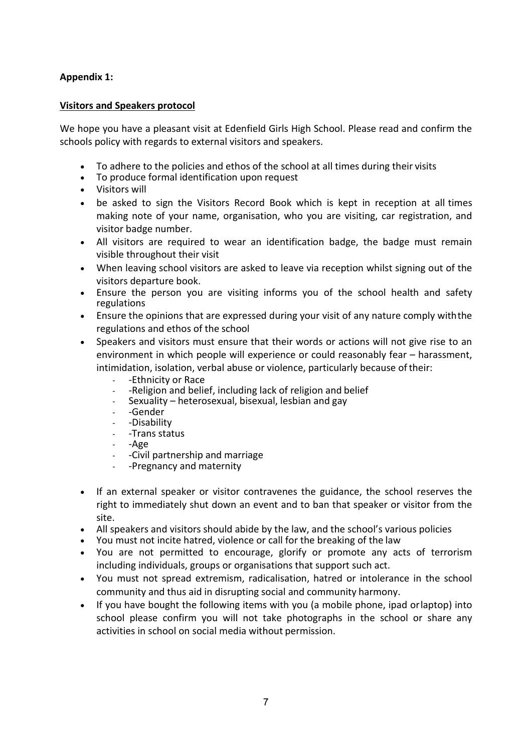**Appendix 1:**

**Visitors and Speakers protocol**

We hope you have a pleasant visit at Edenfield Girls High School. Please read and confirm the schools policy with regards to external visitors and speakers.

- To adhere to the policies and ethos of the school at all times during their visits
- To produce formal identification upon request
- Visitors will
- be asked to sign the Visitors Record Book which is kept in reception at all times making note of your name, organisation, who you are visiting, car registration, and visitor badge number.
- All visitors are required to wear an identification badge, the badge must remain visible throughout their visit
- When leaving school visitors are asked to leave via reception whilst signing out of the visitors departure book.
- Ensure the person you are visiting informs you of the school health and safety regulations
- Ensure the opinions that are expressed during your visit of any nature comply withthe regulations and ethos of the school
- Speakers and visitors must ensure that their words or actions will not give rise to an environment in which people will experience or could reasonably fear – harassment, intimidation, isolation, verbal abuse or violence, particularly because of their:
  - -Ethnicity or Race
  - -Religion and belief, including lack of religion and belief
  - Sexuality – heterosexual, bisexual, lesbian and gay
  - -Gender
  - -Disability
  - -Trans status
  - -Age
  - -Civil partnership and marriage
  - -Pregnancy and maternity
- If an external speaker or visitor contravenes the guidance, the school reserves the right to immediately shut down an event and to ban that speaker or visitor from the site.
- All speakers and visitors should abide by the law, and the school's various policies
- You must not incite hatred, violence or call for the breaking of the law
- You are not permitted to encourage, glorify or promote any acts of terrorism including individuals, groups or organisations that support such act.
- You must not spread extremism, radicalisation, hatred or intolerance in the school community and thus aid in disrupting social and community harmony.
- If you have bought the following items with you (a mobile phone, ipad orlaptop) into school please confirm you will not take photographs in the school or share any activities in school on social media without permission.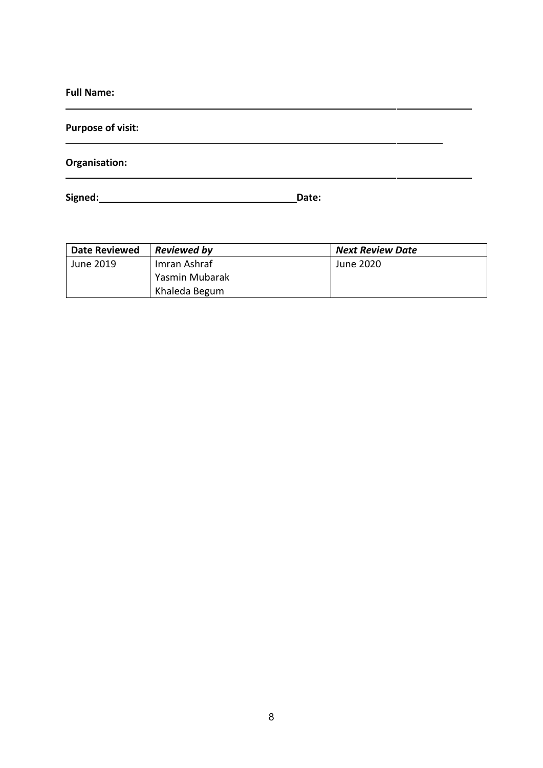**Full Name:**

**Purpose of visit:**

**Organisation:**

**Signed:** _________________________ **Date:**

| Date Reviewed | *Reviewed by* | *Next Review Date* |
| --- | --- | --- |
| June 2019 | Imran Ashraf<br>Yasmin Mubarak<br>Khaleda Begum | June 2020 |